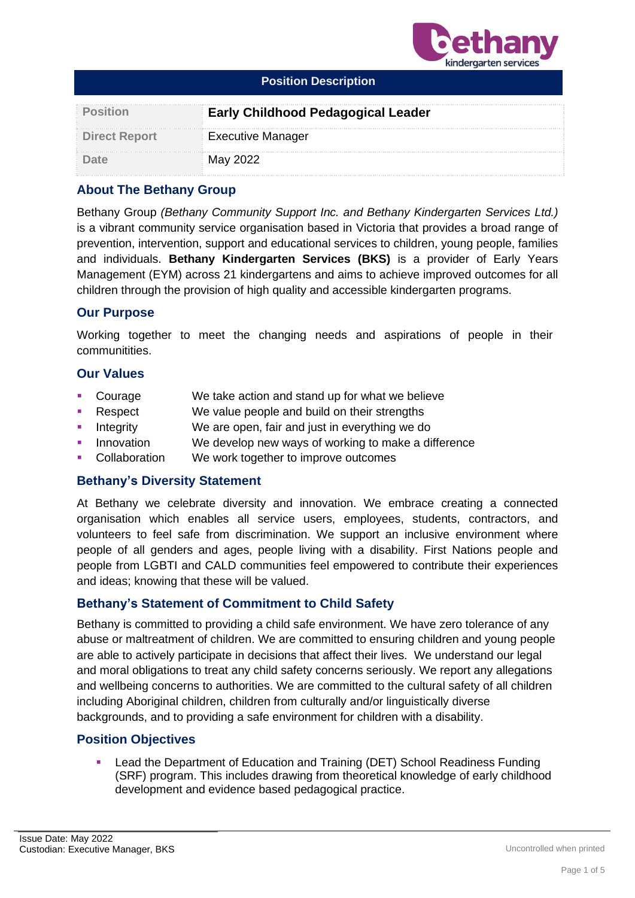**Position Description**

| Position | **Early Childhood Pedagogical Leader** |
|---|---|
| Direct Report | Executive Manager |
| Date | May 2022 |

## About The Bethany Group

Bethany Group *(Bethany Community Support Inc. and Bethany Kindergarten Services Ltd.)* is a vibrant community service organisation based in Victoria that provides a broad range of prevention, intervention, support and educational services to children, young people, families and individuals. **Bethany Kindergarten Services (BKS)** is a provider of Early Years Management (EYM) across 21 kindergartens and aims to achieve improved outcomes for all children through the provision of high quality and accessible kindergarten programs.

## Our Purpose

Working together to meet the changing needs and aspirations of people in their communitities.

## Our Values

- Courage — We take action and stand up for what we believe
- Respect — We value people and build on their strengths
- Integrity — We are open, fair and just in everything we do
- Innovation — We develop new ways of working to make a difference
- Collaboration — We work together to improve outcomes

## Bethany's Diversity Statement

At Bethany we celebrate diversity and innovation. We embrace creating a connected organisation which enables all service users, employees, students, contractors, and volunteers to feel safe from discrimination. We support an inclusive environment where people of all genders and ages, people living with a disability. First Nations people and people from LGBTI and CALD communities feel empowered to contribute their experiences and ideas; knowing that these will be valued.

## Bethany's Statement of Commitment to Child Safety

Bethany is committed to providing a child safe environment. We have zero tolerance of any abuse or maltreatment of children. We are committed to ensuring children and young people are able to actively participate in decisions that affect their lives. We understand our legal and moral obligations to treat any child safety concerns seriously. We report any allegations and wellbeing concerns to authorities. We are committed to the cultural safety of all children including Aboriginal children, children from culturally and/or linguistically diverse backgrounds, and to providing a safe environment for children with a disability.

## Position Objectives

- Lead the Department of Education and Training (DET) School Readiness Funding (SRF) program. This includes drawing from theoretical knowledge of early childhood development and evidence based pedagogical practice.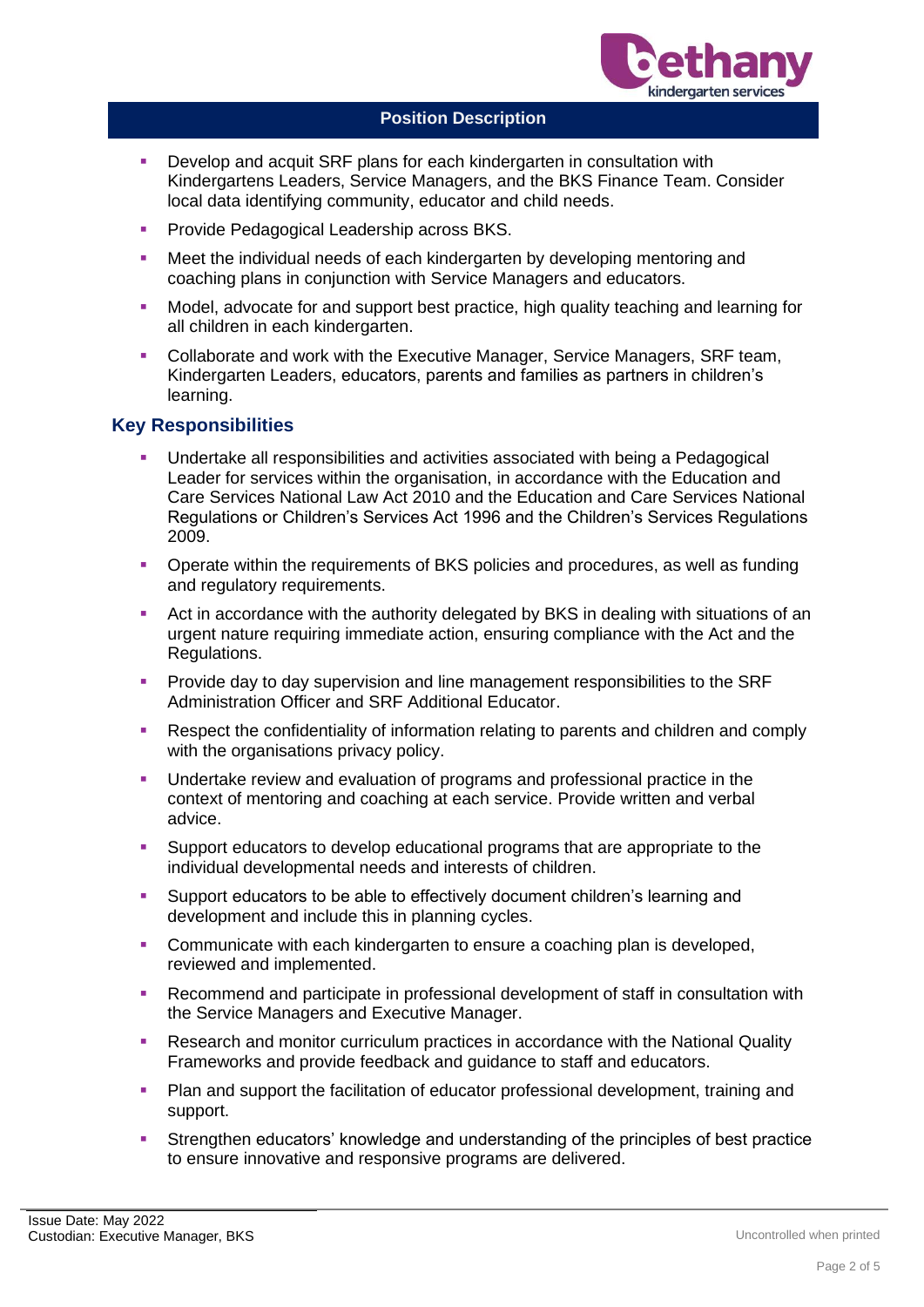- Develop and acquit SRF plans for each kindergarten in consultation with Kindergartens Leaders, Service Managers, and the BKS Finance Team. Consider local data identifying community, educator and child needs.
- Provide Pedagogical Leadership across BKS.
- Meet the individual needs of each kindergarten by developing mentoring and coaching plans in conjunction with Service Managers and educators.
- Model, advocate for and support best practice, high quality teaching and learning for all children in each kindergarten.
- Collaborate and work with the Executive Manager, Service Managers, SRF team, Kindergarten Leaders, educators, parents and families as partners in children's learning.

## Key Responsibilities

- Undertake all responsibilities and activities associated with being a Pedagogical Leader for services within the organisation, in accordance with the Education and Care Services National Law Act 2010 and the Education and Care Services National Regulations or Children's Services Act 1996 and the Children's Services Regulations 2009.
- Operate within the requirements of BKS policies and procedures, as well as funding and regulatory requirements.
- Act in accordance with the authority delegated by BKS in dealing with situations of an urgent nature requiring immediate action, ensuring compliance with the Act and the Regulations.
- Provide day to day supervision and line management responsibilities to the SRF Administration Officer and SRF Additional Educator.
- Respect the confidentiality of information relating to parents and children and comply with the organisations privacy policy.
- Undertake review and evaluation of programs and professional practice in the context of mentoring and coaching at each service. Provide written and verbal advice.
- Support educators to develop educational programs that are appropriate to the individual developmental needs and interests of children.
- Support educators to be able to effectively document children's learning and development and include this in planning cycles.
- Communicate with each kindergarten to ensure a coaching plan is developed, reviewed and implemented.
- Recommend and participate in professional development of staff in consultation with the Service Managers and Executive Manager.
- Research and monitor curriculum practices in accordance with the National Quality Frameworks and provide feedback and guidance to staff and educators.
- Plan and support the facilitation of educator professional development, training and support.
- Strengthen educators' knowledge and understanding of the principles of best practice to ensure innovative and responsive programs are delivered.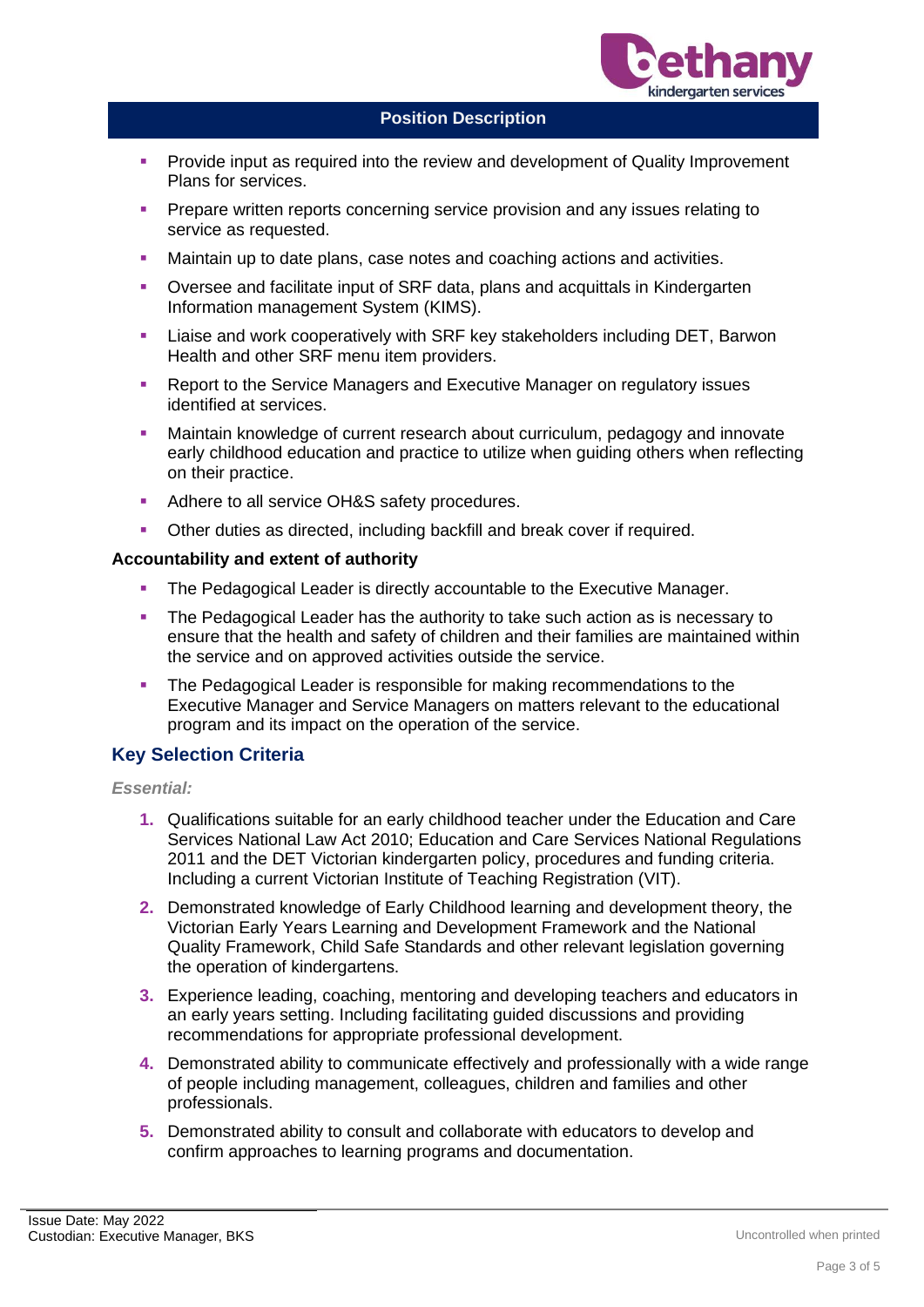- Provide input as required into the review and development of Quality Improvement Plans for services.
- Prepare written reports concerning service provision and any issues relating to service as requested.
- Maintain up to date plans, case notes and coaching actions and activities.
- Oversee and facilitate input of SRF data, plans and acquittals in Kindergarten Information management System (KIMS).
- Liaise and work cooperatively with SRF key stakeholders including DET, Barwon Health and other SRF menu item providers.
- Report to the Service Managers and Executive Manager on regulatory issues identified at services.
- Maintain knowledge of current research about curriculum, pedagogy and innovate early childhood education and practice to utilize when guiding others when reflecting on their practice.
- Adhere to all service OH&S safety procedures.
- Other duties as directed, including backfill and break cover if required.

**Accountability and extent of authority**

- The Pedagogical Leader is directly accountable to the Executive Manager.
- The Pedagogical Leader has the authority to take such action as is necessary to ensure that the health and safety of children and their families are maintained within the service and on approved activities outside the service.
- The Pedagogical Leader is responsible for making recommendations to the Executive Manager and Service Managers on matters relevant to the educational program and its impact on the operation of the service.

## Key Selection Criteria

*Essential:*

1. Qualifications suitable for an early childhood teacher under the Education and Care Services National Law Act 2010; Education and Care Services National Regulations 2011 and the DET Victorian kindergarten policy, procedures and funding criteria. Including a current Victorian Institute of Teaching Registration (VIT).
2. Demonstrated knowledge of Early Childhood learning and development theory, the Victorian Early Years Learning and Development Framework and the National Quality Framework, Child Safe Standards and other relevant legislation governing the operation of kindergartens.
3. Experience leading, coaching, mentoring and developing teachers and educators in an early years setting. Including facilitating guided discussions and providing recommendations for appropriate professional development.
4. Demonstrated ability to communicate effectively and professionally with a wide range of people including management, colleagues, children and families and other professionals.
5. Demonstrated ability to consult and collaborate with educators to develop and confirm approaches to learning programs and documentation.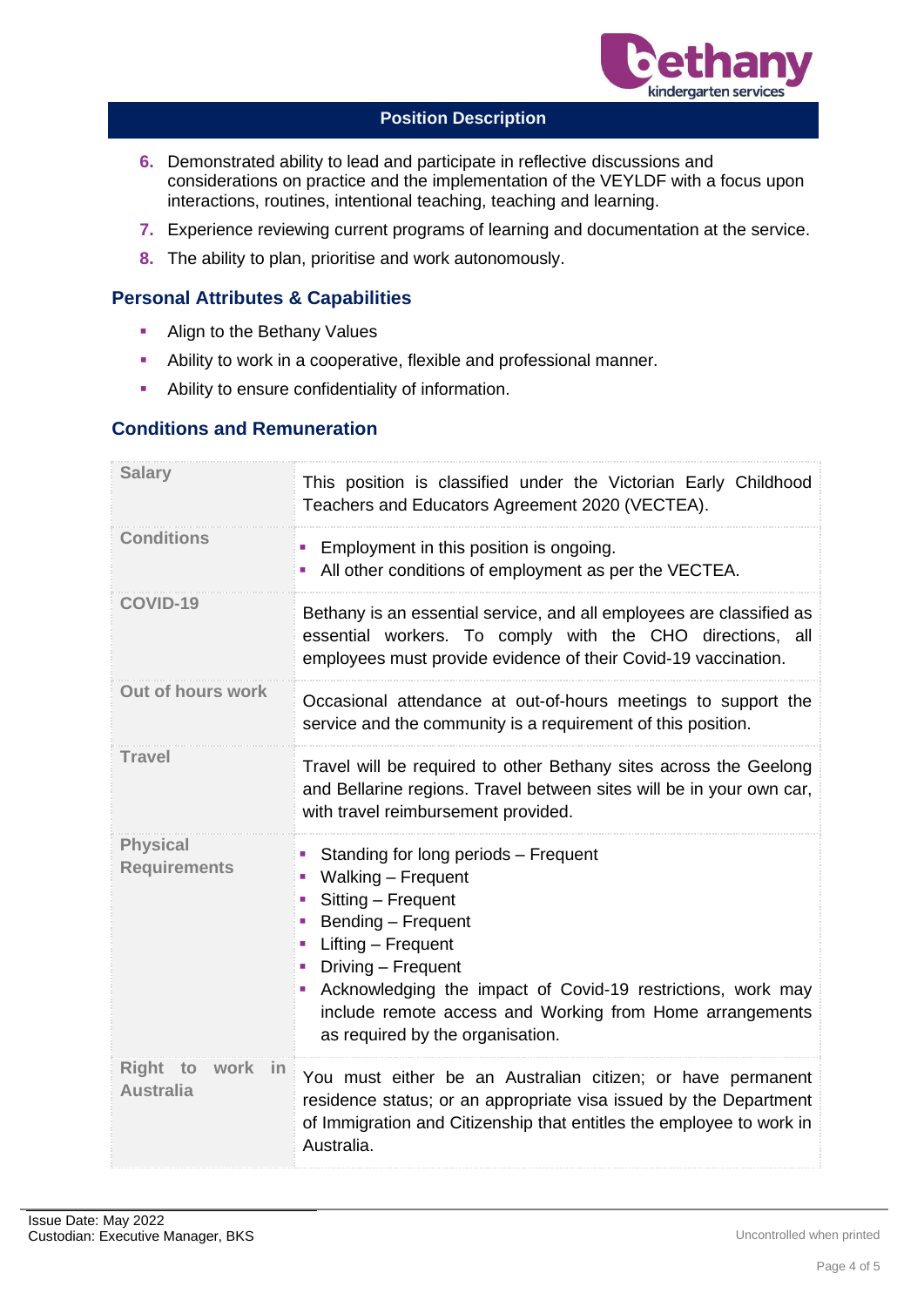6. Demonstrated ability to lead and participate in reflective discussions and considerations on practice and the implementation of the VEYLDF with a focus upon interactions, routines, intentional teaching, teaching and learning.
7. Experience reviewing current programs of learning and documentation at the service.
8. The ability to plan, prioritise and work autonomously.

## Personal Attributes & Capabilities

- Align to the Bethany Values
- Ability to work in a cooperative, flexible and professional manner.
- Ability to ensure confidentiality of information.

## Conditions and Remuneration

| | |
|---|---|
| **Salary** | This position is classified under the Victorian Early Childhood Teachers and Educators Agreement 2020 (VECTEA). |
| **Conditions** | ▪ Employment in this position is ongoing.<br>▪ All other conditions of employment as per the VECTEA. |
| **COVID-19** | Bethany is an essential service, and all employees are classified as essential workers. To comply with the CHO directions, all employees must provide evidence of their Covid-19 vaccination. |
| **Out of hours work** | Occasional attendance at out-of-hours meetings to support the service and the community is a requirement of this position. |
| **Travel** | Travel will be required to other Bethany sites across the Geelong and Bellarine regions. Travel between sites will be in your own car, with travel reimbursement provided. |
| **Physical Requirements** | ▪ Standing for long periods – Frequent<br>▪ Walking – Frequent<br>▪ Sitting – Frequent<br>▪ Bending – Frequent<br>▪ Lifting – Frequent<br>▪ Driving – Frequent<br>▪ Acknowledging the impact of Covid-19 restrictions, work may include remote access and Working from Home arrangements as required by the organisation. |
| **Right to work in Australia** | You must either be an Australian citizen; or have permanent residence status; or an appropriate visa issued by the Department of Immigration and Citizenship that entitles the employee to work in Australia. |

Issue Date: May 2022
Custodian: Executive Manager, BKS

Uncontrolled when printed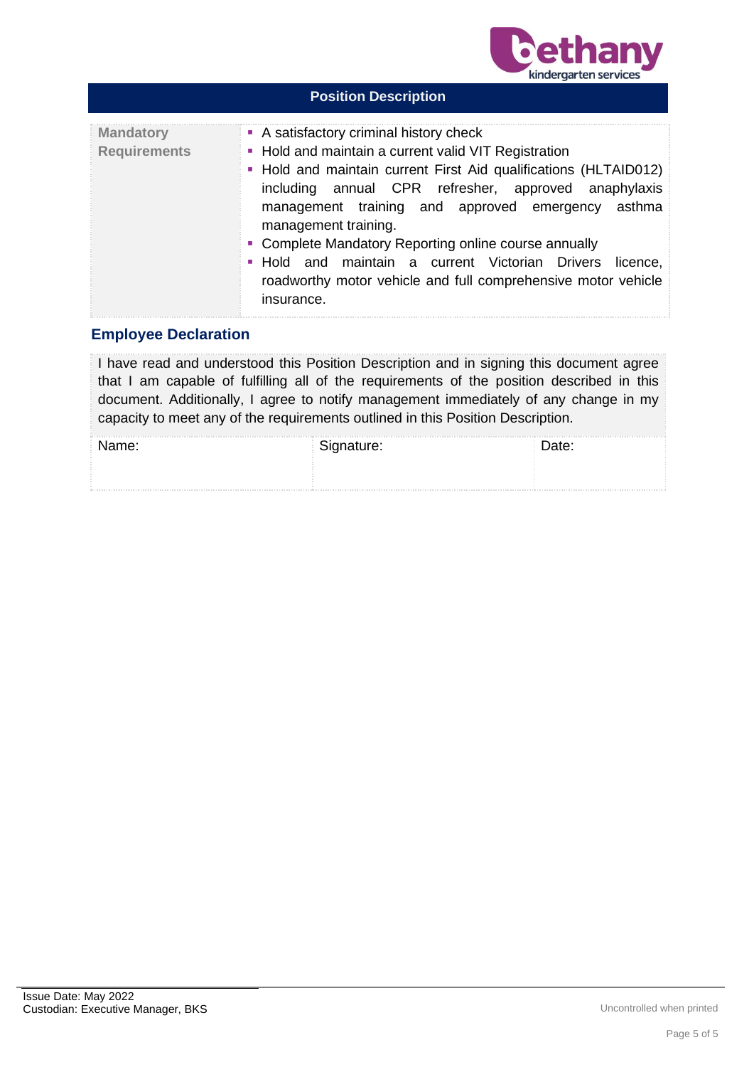## Position Description

| | |
|---|---|
| **Mandatory Requirements** | - A satisfactory criminal history check<br>- Hold and maintain a current valid VIT Registration<br>- Hold and maintain current First Aid qualifications (HLTAID012) including annual CPR refresher, approved anaphylaxis management training and approved emergency asthma management training.<br>- Complete Mandatory Reporting online course annually<br>- Hold and maintain a current Victorian Drivers licence, roadworthy motor vehicle and full comprehensive motor vehicle insurance. |

## Employee Declaration

I have read and understood this Position Description and in signing this document agree that I am capable of fulfilling all of the requirements of the position described in this document. Additionally, I agree to notify management immediately of any change in my capacity to meet any of the requirements outlined in this Position Description.

| Name: | Signature: | Date: |
|---|---|---|
| | | |

Issue Date: May 2022
Custodian: Executive Manager, BKS

Uncontrolled when printed